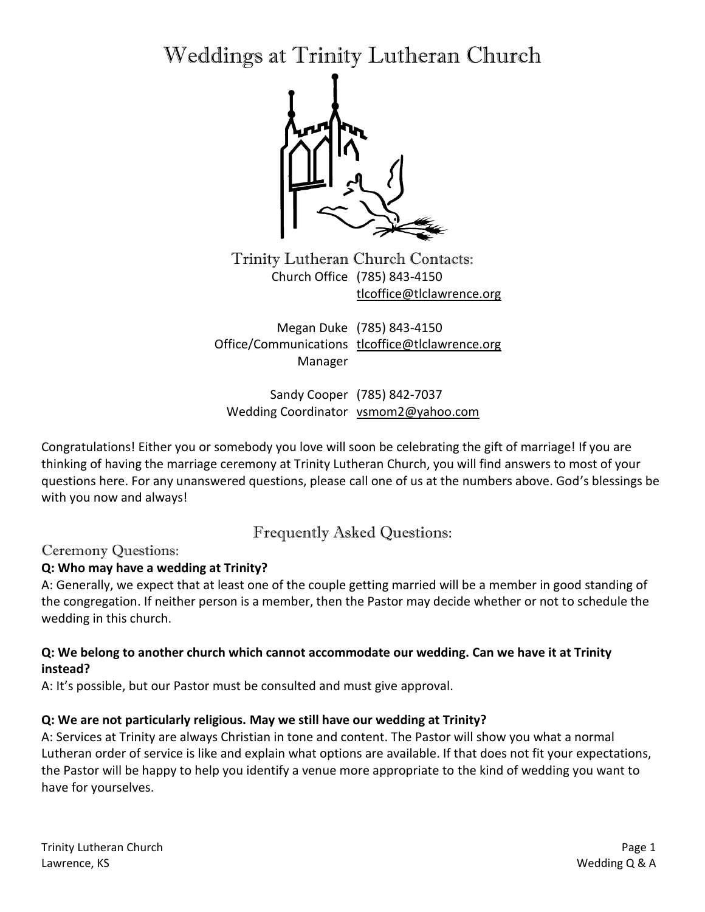# Weddings at Trinity Lutheran Church

## Trinity Lutheran Church Contacts:

| | |
|---|---|
| Church Office | (785) 843-4150<br>tlcoffice@tlclawrence.org |
| Megan Duke<br>Office/Communications Manager | (785) 843-4150<br>tlcoffice@tlclawrence.org |
| Sandy Cooper<br>Wedding Coordinator | (785) 842-7037<br>vsmom2@yahoo.com |

Congratulations! Either you or somebody you love will soon be celebrating the gift of marriage! If you are thinking of having the marriage ceremony at Trinity Lutheran Church, you will find answers to most of your questions here. For any unanswered questions, please call one of us at the numbers above. God's blessings be with you now and always!

## Frequently Asked Questions:

### Ceremony Questions:

**Q: Who may have a wedding at Trinity?**

A: Generally, we expect that at least one of the couple getting married will be a member in good standing of the congregation. If neither person is a member, then the Pastor may decide whether or not to schedule the wedding in this church.

**Q: We belong to another church which cannot accommodate our wedding. Can we have it at Trinity instead?**

A: It's possible, but our Pastor must be consulted and must give approval.

**Q: We are not particularly religious. May we still have our wedding at Trinity?**

A: Services at Trinity are always Christian in tone and content. The Pastor will show you what a normal Lutheran order of service is like and explain what options are available. If that does not fit your expectations, the Pastor will be happy to help you identify a venue more appropriate to the kind of wedding you want to have for yourselves.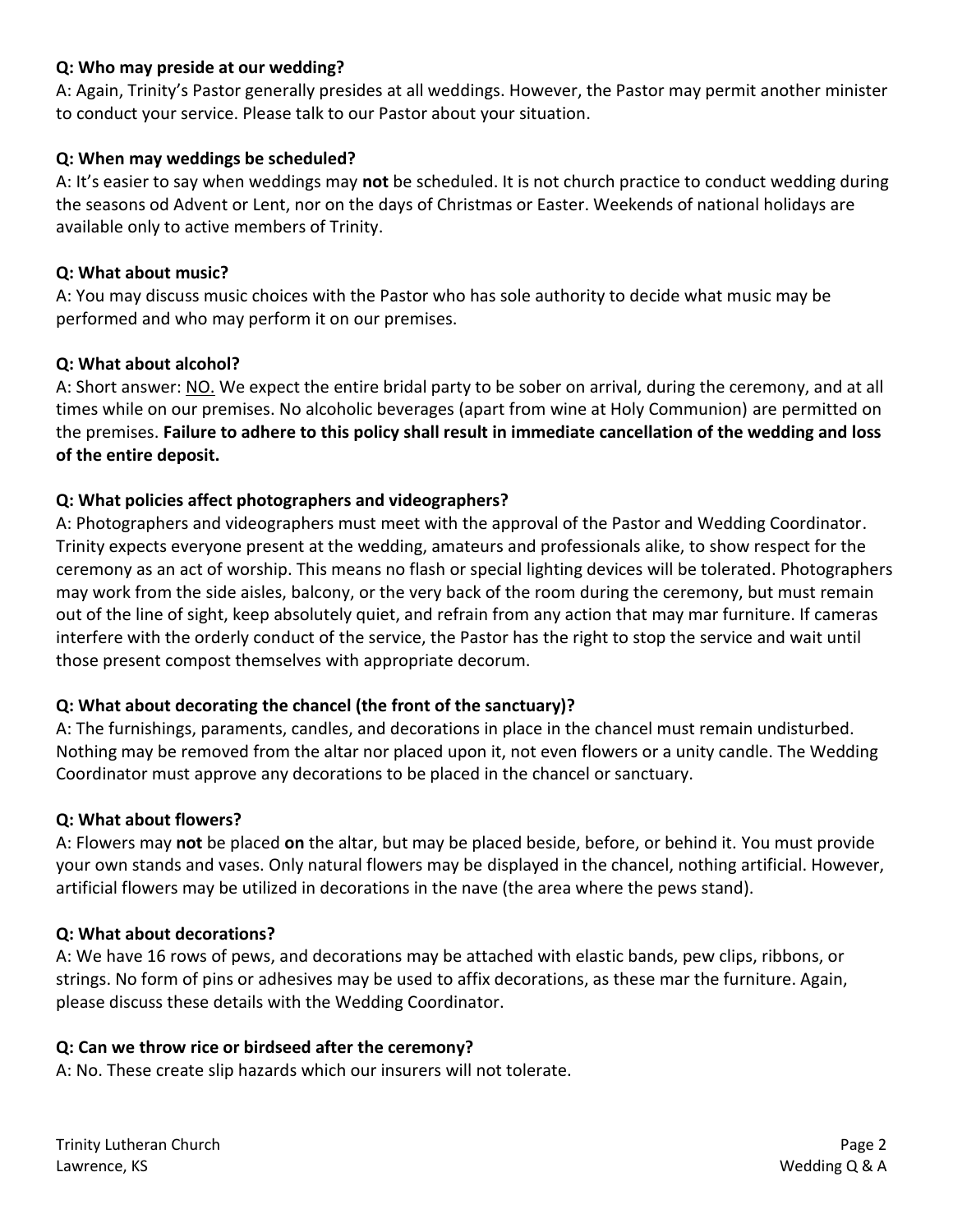**Q: Who may preside at our wedding?**
A: Again, Trinity's Pastor generally presides at all weddings. However, the Pastor may permit another minister to conduct your service. Please talk to our Pastor about your situation.

**Q: When may weddings be scheduled?**
A: It's easier to say when weddings may **not** be scheduled. It is not church practice to conduct wedding during the seasons od Advent or Lent, nor on the days of Christmas or Easter. Weekends of national holidays are available only to active members of Trinity.

**Q: What about music?**
A: You may discuss music choices with the Pastor who has sole authority to decide what music may be performed and who may perform it on our premises.

**Q: What about alcohol?**
A: Short answer: <u>NO.</u> We expect the entire bridal party to be sober on arrival, during the ceremony, and at all times while on our premises. No alcoholic beverages (apart from wine at Holy Communion) are permitted on the premises. **Failure to adhere to this policy shall result in immediate cancellation of the wedding and loss of the entire deposit.**

**Q: What policies affect photographers and videographers?**
A: Photographers and videographers must meet with the approval of the Pastor and Wedding Coordinator. Trinity expects everyone present at the wedding, amateurs and professionals alike, to show respect for the ceremony as an act of worship. This means no flash or special lighting devices will be tolerated. Photographers may work from the side aisles, balcony, or the very back of the room during the ceremony, but must remain out of the line of sight, keep absolutely quiet, and refrain from any action that may mar furniture. If cameras interfere with the orderly conduct of the service, the Pastor has the right to stop the service and wait until those present compost themselves with appropriate decorum.

**Q: What about decorating the chancel (the front of the sanctuary)?**
A: The furnishings, paraments, candles, and decorations in place in the chancel must remain undisturbed. Nothing may be removed from the altar nor placed upon it, not even flowers or a unity candle. The Wedding Coordinator must approve any decorations to be placed in the chancel or sanctuary.

**Q: What about flowers?**
A: Flowers may **not** be placed **on** the altar, but may be placed beside, before, or behind it. You must provide your own stands and vases. Only natural flowers may be displayed in the chancel, nothing artificial. However, artificial flowers may be utilized in decorations in the nave (the area where the pews stand).

**Q: What about decorations?**
A: We have 16 rows of pews, and decorations may be attached with elastic bands, pew clips, ribbons, or strings. No form of pins or adhesives may be used to affix decorations, as these mar the furniture. Again, please discuss these details with the Wedding Coordinator.

**Q: Can we throw rice or birdseed after the ceremony?**
A: No. These create slip hazards which our insurers will not tolerate.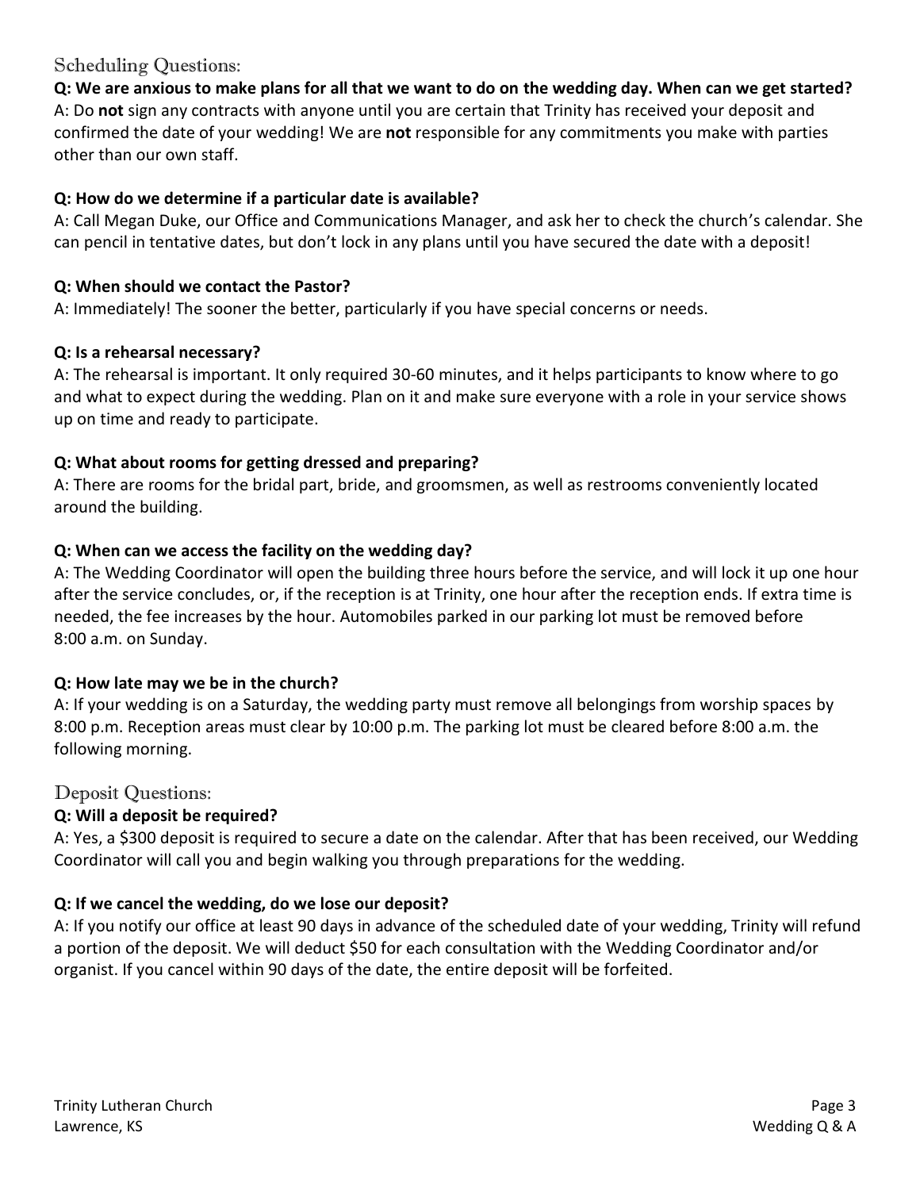## Scheduling Questions:

**Q: We are anxious to make plans for all that we want to do on the wedding day. When can we get started?**
A: Do **not** sign any contracts with anyone until you are certain that Trinity has received your deposit and confirmed the date of your wedding! We are **not** responsible for any commitments you make with parties other than our own staff.

**Q: How do we determine if a particular date is available?**
A: Call Megan Duke, our Office and Communications Manager, and ask her to check the church's calendar. She can pencil in tentative dates, but don't lock in any plans until you have secured the date with a deposit!

**Q: When should we contact the Pastor?**
A: Immediately! The sooner the better, particularly if you have special concerns or needs.

**Q: Is a rehearsal necessary?**
A: The rehearsal is important. It only required 30-60 minutes, and it helps participants to know where to go and what to expect during the wedding. Plan on it and make sure everyone with a role in your service shows up on time and ready to participate.

**Q: What about rooms for getting dressed and preparing?**
A: There are rooms for the bridal part, bride, and groomsmen, as well as restrooms conveniently located around the building.

**Q: When can we access the facility on the wedding day?**
A: The Wedding Coordinator will open the building three hours before the service, and will lock it up one hour after the service concludes, or, if the reception is at Trinity, one hour after the reception ends. If extra time is needed, the fee increases by the hour. Automobiles parked in our parking lot must be removed before 8:00 a.m. on Sunday.

**Q: How late may we be in the church?**
A: If your wedding is on a Saturday, the wedding party must remove all belongings from worship spaces by 8:00 p.m. Reception areas must clear by 10:00 p.m. The parking lot must be cleared before 8:00 a.m. the following morning.

## Deposit Questions:

**Q: Will a deposit be required?**
A: Yes, a $300 deposit is required to secure a date on the calendar. After that has been received, our Wedding Coordinator will call you and begin walking you through preparations for the wedding.

**Q: If we cancel the wedding, do we lose our deposit?**
A: If you notify our office at least 90 days in advance of the scheduled date of your wedding, Trinity will refund a portion of the deposit. We will deduct $50 for each consultation with the Wedding Coordinator and/or organist. If you cancel within 90 days of the date, the entire deposit will be forfeited.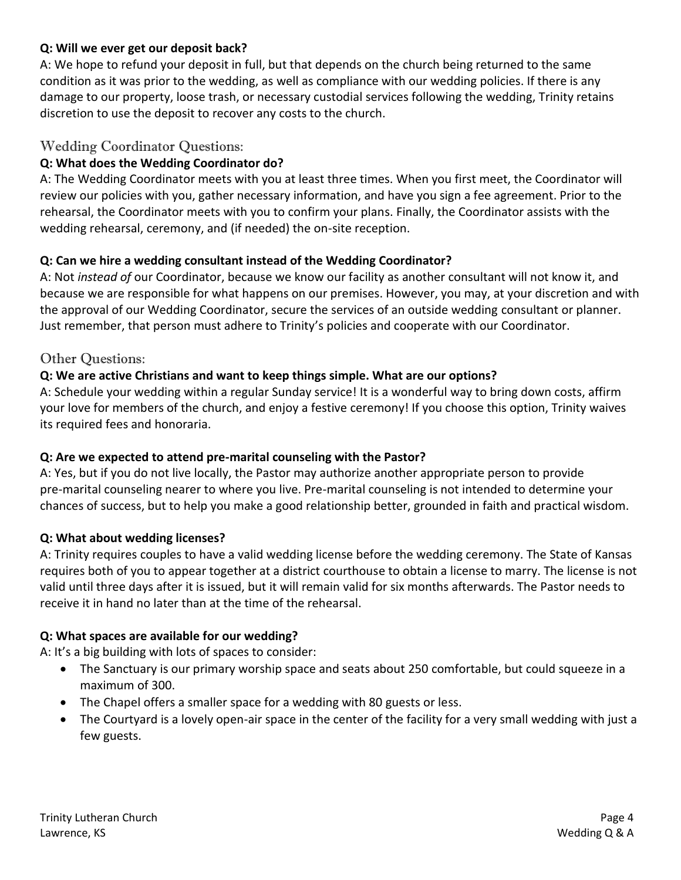**Q: Will we ever get our deposit back?**

A: We hope to refund your deposit in full, but that depends on the church being returned to the same condition as it was prior to the wedding, as well as compliance with our wedding policies. If there is any damage to our property, loose trash, or necessary custodial services following the wedding, Trinity retains discretion to use the deposit to recover any costs to the church.

## Wedding Coordinator Questions:

**Q: What does the Wedding Coordinator do?**

A: The Wedding Coordinator meets with you at least three times. When you first meet, the Coordinator will review our policies with you, gather necessary information, and have you sign a fee agreement. Prior to the rehearsal, the Coordinator meets with you to confirm your plans. Finally, the Coordinator assists with the wedding rehearsal, ceremony, and (if needed) the on-site reception.

**Q: Can we hire a wedding consultant instead of the Wedding Coordinator?**

A: Not *instead of* our Coordinator, because we know our facility as another consultant will not know it, and because we are responsible for what happens on our premises. However, you may, at your discretion and with the approval of our Wedding Coordinator, secure the services of an outside wedding consultant or planner. Just remember, that person must adhere to Trinity's policies and cooperate with our Coordinator.

## Other Questions:

**Q: We are active Christians and want to keep things simple. What are our options?**

A: Schedule your wedding within a regular Sunday service! It is a wonderful way to bring down costs, affirm your love for members of the church, and enjoy a festive ceremony! If you choose this option, Trinity waives its required fees and honoraria.

**Q: Are we expected to attend pre-marital counseling with the Pastor?**

A: Yes, but if you do not live locally, the Pastor may authorize another appropriate person to provide pre-marital counseling nearer to where you live. Pre-marital counseling is not intended to determine your chances of success, but to help you make a good relationship better, grounded in faith and practical wisdom.

**Q: What about wedding licenses?**

A: Trinity requires couples to have a valid wedding license before the wedding ceremony. The State of Kansas requires both of you to appear together at a district courthouse to obtain a license to marry. The license is not valid until three days after it is issued, but it will remain valid for six months afterwards. The Pastor needs to receive it in hand no later than at the time of the rehearsal.

**Q: What spaces are available for our wedding?**

A: It's a big building with lots of spaces to consider:

- The Sanctuary is our primary worship space and seats about 250 comfortable, but could squeeze in a maximum of 300.
- The Chapel offers a smaller space for a wedding with 80 guests or less.
- The Courtyard is a lovely open-air space in the center of the facility for a very small wedding with just a few guests.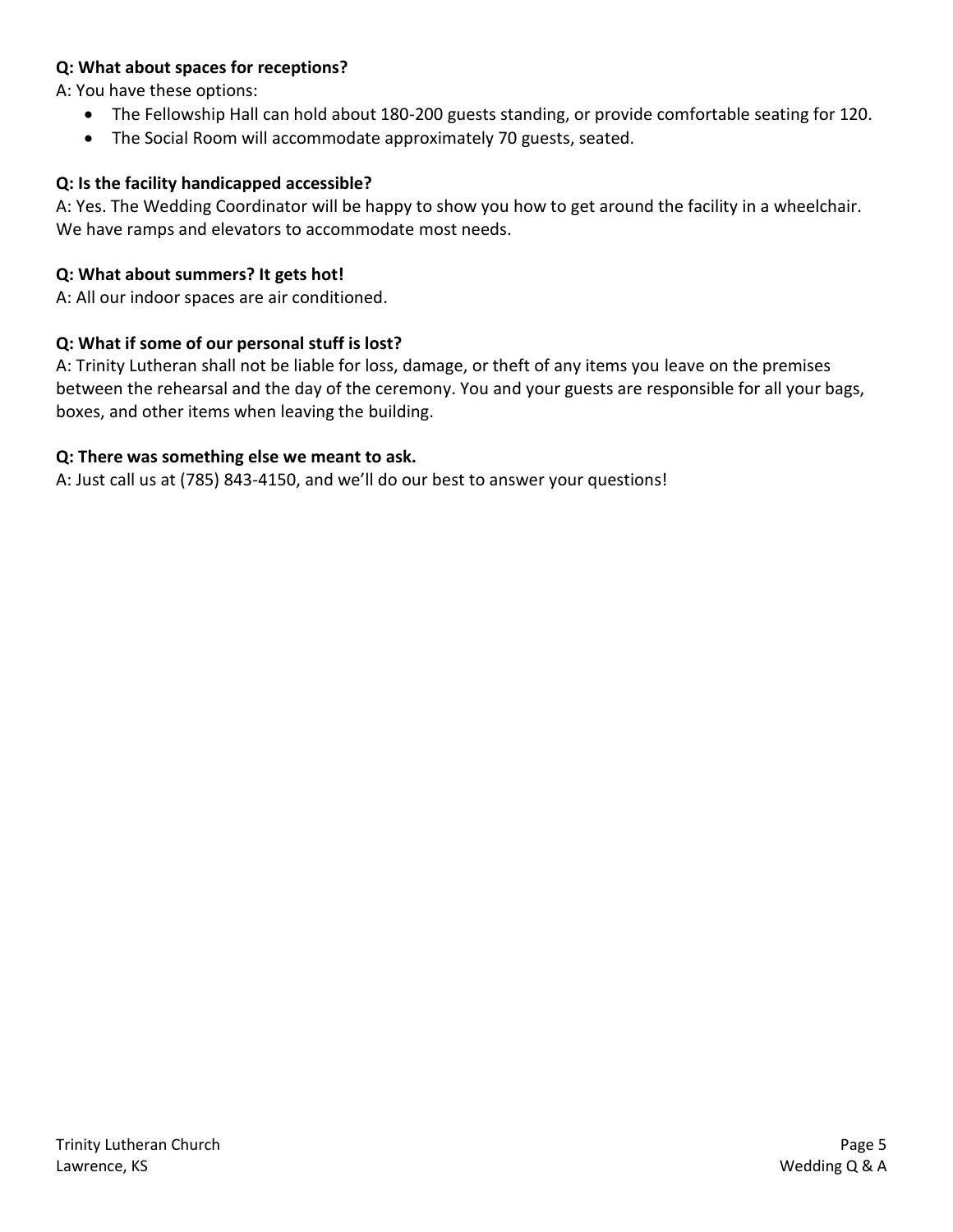**Q: What about spaces for receptions?**

A: You have these options:

- The Fellowship Hall can hold about 180-200 guests standing, or provide comfortable seating for 120.
- The Social Room will accommodate approximately 70 guests, seated.

**Q: Is the facility handicapped accessible?**

A: Yes. The Wedding Coordinator will be happy to show you how to get around the facility in a wheelchair. We have ramps and elevators to accommodate most needs.

**Q: What about summers? It gets hot!**

A: All our indoor spaces are air conditioned.

**Q: What if some of our personal stuff is lost?**

A: Trinity Lutheran shall not be liable for loss, damage, or theft of any items you leave on the premises between the rehearsal and the day of the ceremony. You and your guests are responsible for all your bags, boxes, and other items when leaving the building.

**Q: There was something else we meant to ask.**

A: Just call us at (785) 843-4150, and we'll do our best to answer your questions!